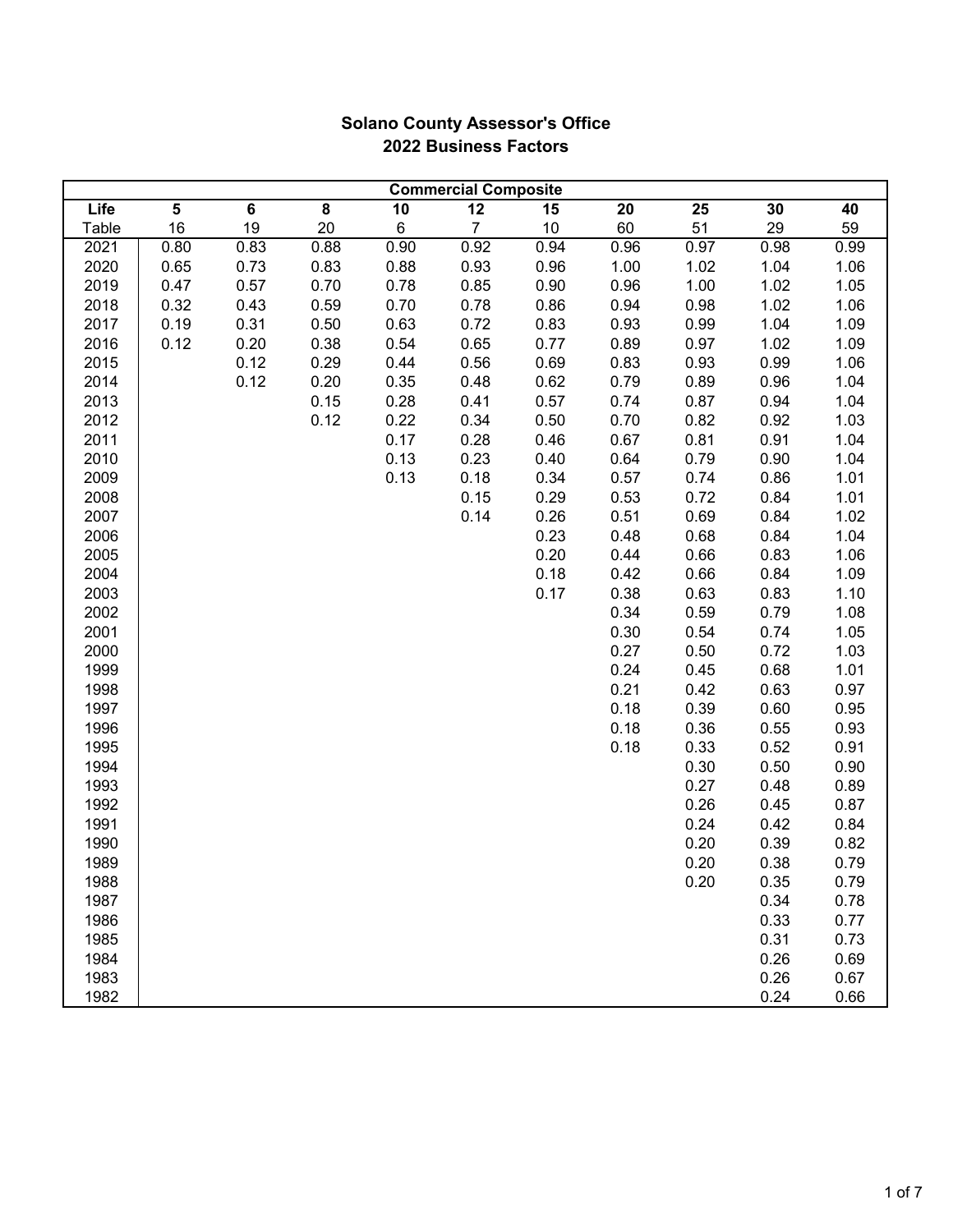# Solano County Assessor's Office
## 2022 Business Factors

| Commercial Composite | | | | | | | | | | |
|---|---|---|---|---|---|---|---|---|---|---|
| **Life** | **5** | **6** | **8** | **10** | **12** | **15** | **20** | **25** | **30** | **40** |
| Table | 16 | 19 | 20 | 6 | 7 | 10 | 60 | 51 | 29 | 59 |
| 2021 | 0.80 | 0.83 | 0.88 | 0.90 | 0.92 | 0.94 | 0.96 | 0.97 | 0.98 | 0.99 |
| 2020 | 0.65 | 0.73 | 0.83 | 0.88 | 0.93 | 0.96 | 1.00 | 1.02 | 1.04 | 1.06 |
| 2019 | 0.47 | 0.57 | 0.70 | 0.78 | 0.85 | 0.90 | 0.96 | 1.00 | 1.02 | 1.05 |
| 2018 | 0.32 | 0.43 | 0.59 | 0.70 | 0.78 | 0.86 | 0.94 | 0.98 | 1.02 | 1.06 |
| 2017 | 0.19 | 0.31 | 0.50 | 0.63 | 0.72 | 0.83 | 0.93 | 0.99 | 1.04 | 1.09 |
| 2016 | 0.12 | 0.20 | 0.38 | 0.54 | 0.65 | 0.77 | 0.89 | 0.97 | 1.02 | 1.09 |
| 2015 | | 0.12 | 0.29 | 0.44 | 0.56 | 0.69 | 0.83 | 0.93 | 0.99 | 1.06 |
| 2014 | | 0.12 | 0.20 | 0.35 | 0.48 | 0.62 | 0.79 | 0.89 | 0.96 | 1.04 |
| 2013 | | | 0.15 | 0.28 | 0.41 | 0.57 | 0.74 | 0.87 | 0.94 | 1.04 |
| 2012 | | | 0.12 | 0.22 | 0.34 | 0.50 | 0.70 | 0.82 | 0.92 | 1.03 |
| 2011 | | | | 0.17 | 0.28 | 0.46 | 0.67 | 0.81 | 0.91 | 1.04 |
| 2010 | | | | 0.13 | 0.23 | 0.40 | 0.64 | 0.79 | 0.90 | 1.04 |
| 2009 | | | | 0.13 | 0.18 | 0.34 | 0.57 | 0.74 | 0.86 | 1.01 |
| 2008 | | | | | 0.15 | 0.29 | 0.53 | 0.72 | 0.84 | 1.01 |
| 2007 | | | | | 0.14 | 0.26 | 0.51 | 0.69 | 0.84 | 1.02 |
| 2006 | | | | | | 0.23 | 0.48 | 0.68 | 0.84 | 1.04 |
| 2005 | | | | | | 0.20 | 0.44 | 0.66 | 0.83 | 1.06 |
| 2004 | | | | | | 0.18 | 0.42 | 0.66 | 0.84 | 1.09 |
| 2003 | | | | | | 0.17 | 0.38 | 0.63 | 0.83 | 1.10 |
| 2002 | | | | | | | 0.34 | 0.59 | 0.79 | 1.08 |
| 2001 | | | | | | | 0.30 | 0.54 | 0.74 | 1.05 |
| 2000 | | | | | | | 0.27 | 0.50 | 0.72 | 1.03 |
| 1999 | | | | | | | 0.24 | 0.45 | 0.68 | 1.01 |
| 1998 | | | | | | | 0.21 | 0.42 | 0.63 | 0.97 |
| 1997 | | | | | | | 0.18 | 0.39 | 0.60 | 0.95 |
| 1996 | | | | | | | 0.18 | 0.36 | 0.55 | 0.93 |
| 1995 | | | | | | | 0.18 | 0.33 | 0.52 | 0.91 |
| 1994 | | | | | | | | 0.30 | 0.50 | 0.90 |
| 1993 | | | | | | | | 0.27 | 0.48 | 0.89 |
| 1992 | | | | | | | | 0.26 | 0.45 | 0.87 |
| 1991 | | | | | | | | 0.24 | 0.42 | 0.84 |
| 1990 | | | | | | | | 0.20 | 0.39 | 0.82 |
| 1989 | | | | | | | | 0.20 | 0.38 | 0.79 |
| 1988 | | | | | | | | 0.20 | 0.35 | 0.79 |
| 1987 | | | | | | | | | 0.34 | 0.78 |
| 1986 | | | | | | | | | 0.33 | 0.77 |
| 1985 | | | | | | | | | 0.31 | 0.73 |
| 1984 | | | | | | | | | 0.26 | 0.69 |
| 1983 | | | | | | | | | 0.26 | 0.67 |
| 1982 | | | | | | | | | 0.24 | 0.66 |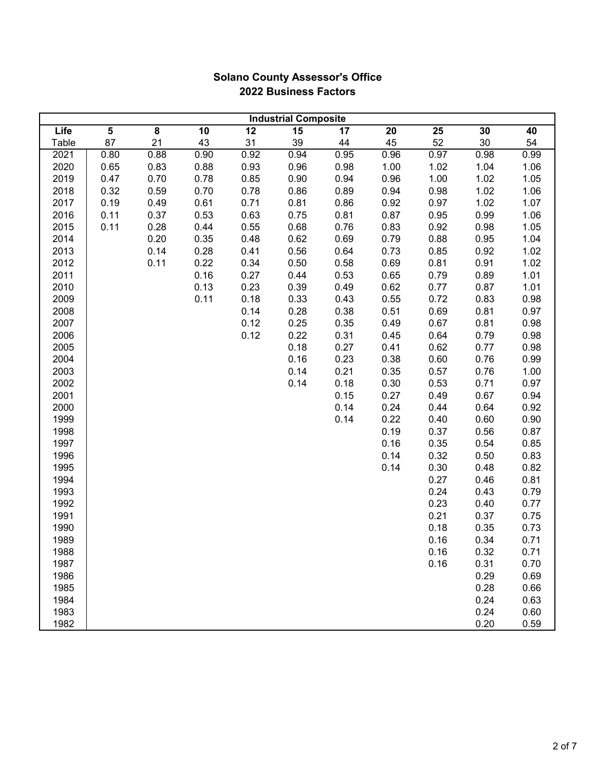**Solano County Assessor's Office**
**2022 Business Factors**

| Industrial Composite | | | | | | | | | | |
|---|---|---|---|---|---|---|---|---|---|---|
| **Life** | **5** | **8** | **10** | **12** | **15** | **17** | **20** | **25** | **30** | **40** |
| Table | 87 | 21 | 43 | 31 | 39 | 44 | 45 | 52 | 30 | 54 |
| 2021 | 0.80 | 0.88 | 0.90 | 0.92 | 0.94 | 0.95 | 0.96 | 0.97 | 0.98 | 0.99 |
| 2020 | 0.65 | 0.83 | 0.88 | 0.93 | 0.96 | 0.98 | 1.00 | 1.02 | 1.04 | 1.06 |
| 2019 | 0.47 | 0.70 | 0.78 | 0.85 | 0.90 | 0.94 | 0.96 | 1.00 | 1.02 | 1.05 |
| 2018 | 0.32 | 0.59 | 0.70 | 0.78 | 0.86 | 0.89 | 0.94 | 0.98 | 1.02 | 1.06 |
| 2017 | 0.19 | 0.49 | 0.61 | 0.71 | 0.81 | 0.86 | 0.92 | 0.97 | 1.02 | 1.07 |
| 2016 | 0.11 | 0.37 | 0.53 | 0.63 | 0.75 | 0.81 | 0.87 | 0.95 | 0.99 | 1.06 |
| 2015 | 0.11 | 0.28 | 0.44 | 0.55 | 0.68 | 0.76 | 0.83 | 0.92 | 0.98 | 1.05 |
| 2014 | | 0.20 | 0.35 | 0.48 | 0.62 | 0.69 | 0.79 | 0.88 | 0.95 | 1.04 |
| 2013 | | 0.14 | 0.28 | 0.41 | 0.56 | 0.64 | 0.73 | 0.85 | 0.92 | 1.02 |
| 2012 | | 0.11 | 0.22 | 0.34 | 0.50 | 0.58 | 0.69 | 0.81 | 0.91 | 1.02 |
| 2011 | | | 0.16 | 0.27 | 0.44 | 0.53 | 0.65 | 0.79 | 0.89 | 1.01 |
| 2010 | | | 0.13 | 0.23 | 0.39 | 0.49 | 0.62 | 0.77 | 0.87 | 1.01 |
| 2009 | | | 0.11 | 0.18 | 0.33 | 0.43 | 0.55 | 0.72 | 0.83 | 0.98 |
| 2008 | | | | 0.14 | 0.28 | 0.38 | 0.51 | 0.69 | 0.81 | 0.97 |
| 2007 | | | | 0.12 | 0.25 | 0.35 | 0.49 | 0.67 | 0.81 | 0.98 |
| 2006 | | | | 0.12 | 0.22 | 0.31 | 0.45 | 0.64 | 0.79 | 0.98 |
| 2005 | | | | | 0.18 | 0.27 | 0.41 | 0.62 | 0.77 | 0.98 |
| 2004 | | | | | 0.16 | 0.23 | 0.38 | 0.60 | 0.76 | 0.99 |
| 2003 | | | | | 0.14 | 0.21 | 0.35 | 0.57 | 0.76 | 1.00 |
| 2002 | | | | | 0.14 | 0.18 | 0.30 | 0.53 | 0.71 | 0.97 |
| 2001 | | | | | | 0.15 | 0.27 | 0.49 | 0.67 | 0.94 |
| 2000 | | | | | | 0.14 | 0.24 | 0.44 | 0.64 | 0.92 |
| 1999 | | | | | | 0.14 | 0.22 | 0.40 | 0.60 | 0.90 |
| 1998 | | | | | | | 0.19 | 0.37 | 0.56 | 0.87 |
| 1997 | | | | | | | 0.16 | 0.35 | 0.54 | 0.85 |
| 1996 | | | | | | | 0.14 | 0.32 | 0.50 | 0.83 |
| 1995 | | | | | | | 0.14 | 0.30 | 0.48 | 0.82 |
| 1994 | | | | | | | | 0.27 | 0.46 | 0.81 |
| 1993 | | | | | | | | 0.24 | 0.43 | 0.79 |
| 1992 | | | | | | | | 0.23 | 0.40 | 0.77 |
| 1991 | | | | | | | | 0.21 | 0.37 | 0.75 |
| 1990 | | | | | | | | 0.18 | 0.35 | 0.73 |
| 1989 | | | | | | | | 0.16 | 0.34 | 0.71 |
| 1988 | | | | | | | | 0.16 | 0.32 | 0.71 |
| 1987 | | | | | | | | 0.16 | 0.31 | 0.70 |
| 1986 | | | | | | | | | 0.29 | 0.69 |
| 1985 | | | | | | | | | 0.28 | 0.66 |
| 1984 | | | | | | | | | 0.24 | 0.63 |
| 1983 | | | | | | | | | 0.24 | 0.60 |
| 1982 | | | | | | | | | 0.20 | 0.59 |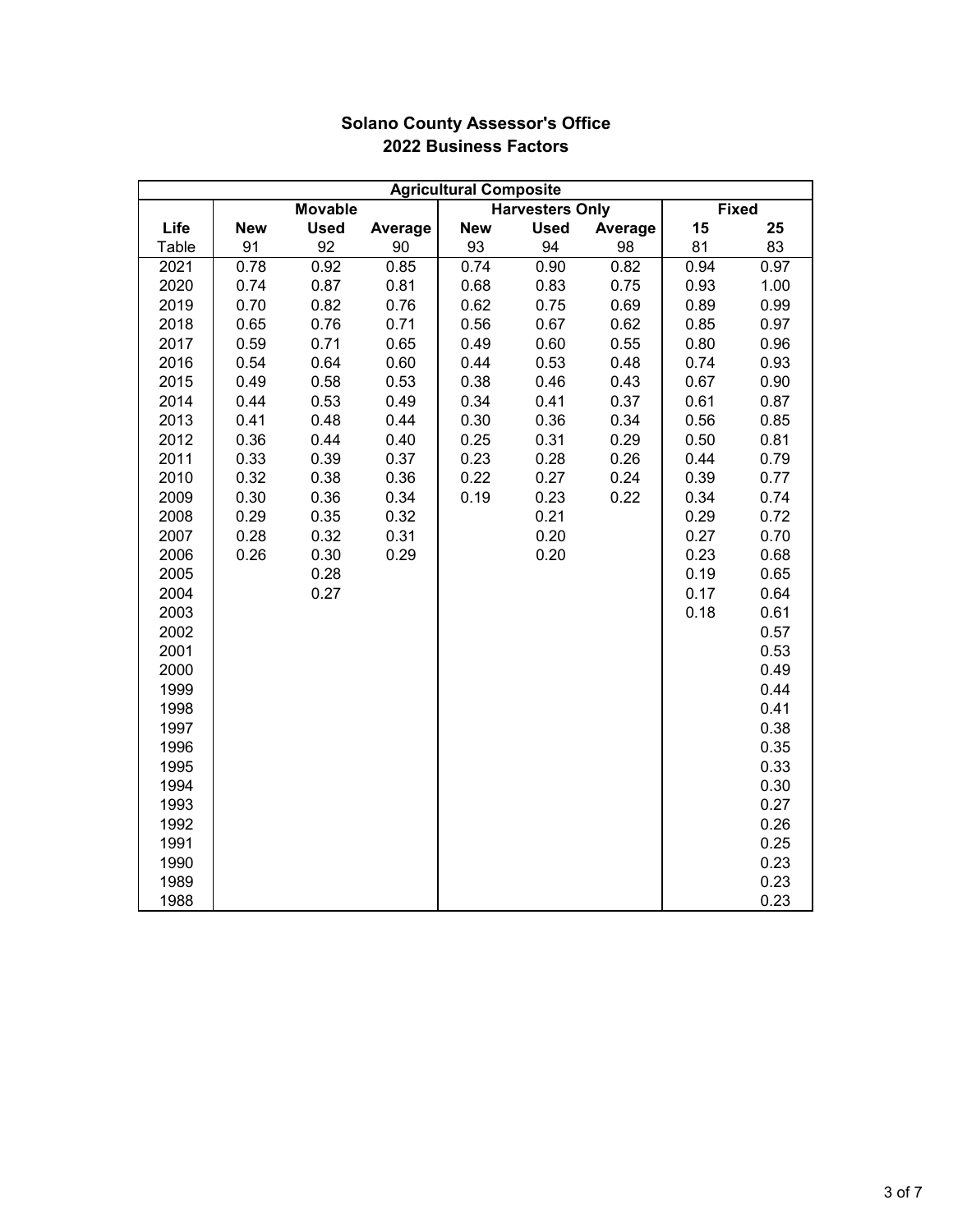# Solano County Assessor's Office
## 2022 Business Factors

| Agricultural Composite | | | | | | | | |
|---|---|---|---|---|---|---|---|---|
| | Movable | | | Harvesters Only | | | Fixed | |
| **Life** | **New** | **Used** | **Average** | **New** | **Used** | **Average** | **15** | **25** |
| Table | 91 | 92 | 90 | 93 | 94 | 98 | 81 | 83 |
| 2021 | 0.78 | 0.92 | 0.85 | 0.74 | 0.90 | 0.82 | 0.94 | 0.97 |
| 2020 | 0.74 | 0.87 | 0.81 | 0.68 | 0.83 | 0.75 | 0.93 | 1.00 |
| 2019 | 0.70 | 0.82 | 0.76 | 0.62 | 0.75 | 0.69 | 0.89 | 0.99 |
| 2018 | 0.65 | 0.76 | 0.71 | 0.56 | 0.67 | 0.62 | 0.85 | 0.97 |
| 2017 | 0.59 | 0.71 | 0.65 | 0.49 | 0.60 | 0.55 | 0.80 | 0.96 |
| 2016 | 0.54 | 0.64 | 0.60 | 0.44 | 0.53 | 0.48 | 0.74 | 0.93 |
| 2015 | 0.49 | 0.58 | 0.53 | 0.38 | 0.46 | 0.43 | 0.67 | 0.90 |
| 2014 | 0.44 | 0.53 | 0.49 | 0.34 | 0.41 | 0.37 | 0.61 | 0.87 |
| 2013 | 0.41 | 0.48 | 0.44 | 0.30 | 0.36 | 0.34 | 0.56 | 0.85 |
| 2012 | 0.36 | 0.44 | 0.40 | 0.25 | 0.31 | 0.29 | 0.50 | 0.81 |
| 2011 | 0.33 | 0.39 | 0.37 | 0.23 | 0.28 | 0.26 | 0.44 | 0.79 |
| 2010 | 0.32 | 0.38 | 0.36 | 0.22 | 0.27 | 0.24 | 0.39 | 0.77 |
| 2009 | 0.30 | 0.36 | 0.34 | 0.19 | 0.23 | 0.22 | 0.34 | 0.74 |
| 2008 | 0.29 | 0.35 | 0.32 | | 0.21 | | 0.29 | 0.72 |
| 2007 | 0.28 | 0.32 | 0.31 | | 0.20 | | 0.27 | 0.70 |
| 2006 | 0.26 | 0.30 | 0.29 | | 0.20 | | 0.23 | 0.68 |
| 2005 | | 0.28 | | | | | 0.19 | 0.65 |
| 2004 | | 0.27 | | | | | 0.17 | 0.64 |
| 2003 | | | | | | | 0.18 | 0.61 |
| 2002 | | | | | | | | 0.57 |
| 2001 | | | | | | | | 0.53 |
| 2000 | | | | | | | | 0.49 |
| 1999 | | | | | | | | 0.44 |
| 1998 | | | | | | | | 0.41 |
| 1997 | | | | | | | | 0.38 |
| 1996 | | | | | | | | 0.35 |
| 1995 | | | | | | | | 0.33 |
| 1994 | | | | | | | | 0.30 |
| 1993 | | | | | | | | 0.27 |
| 1992 | | | | | | | | 0.26 |
| 1991 | | | | | | | | 0.25 |
| 1990 | | | | | | | | 0.23 |
| 1989 | | | | | | | | 0.23 |
| 1988 | | | | | | | | 0.23 |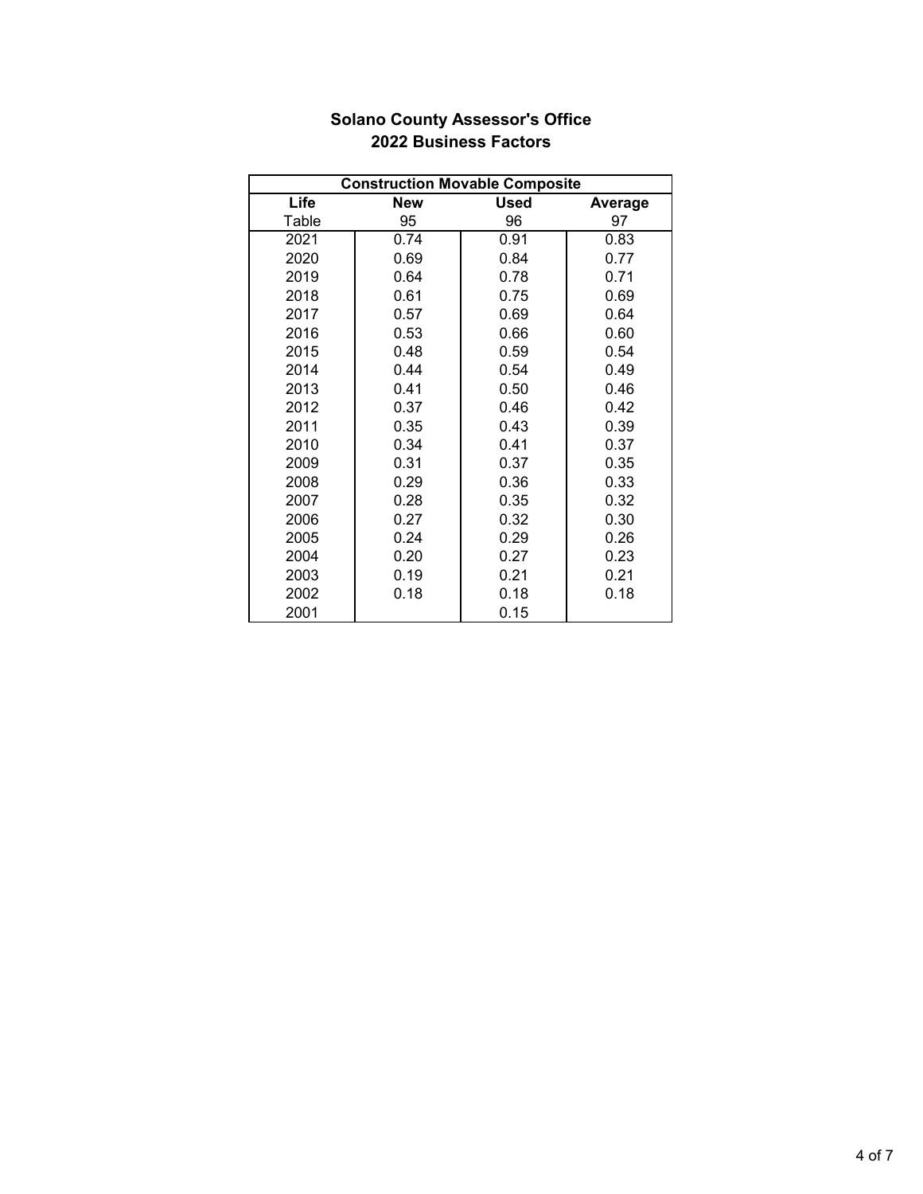# Solano County Assessor's Office
## 2022 Business Factors

| Construction Movable Composite | | | |
|---|---|---|---|
| **Life** | **New** | **Used** | **Average** |
| Table | 95 | 96 | 97 |
| 2021 | 0.74 | 0.91 | 0.83 |
| 2020 | 0.69 | 0.84 | 0.77 |
| 2019 | 0.64 | 0.78 | 0.71 |
| 2018 | 0.61 | 0.75 | 0.69 |
| 2017 | 0.57 | 0.69 | 0.64 |
| 2016 | 0.53 | 0.66 | 0.60 |
| 2015 | 0.48 | 0.59 | 0.54 |
| 2014 | 0.44 | 0.54 | 0.49 |
| 2013 | 0.41 | 0.50 | 0.46 |
| 2012 | 0.37 | 0.46 | 0.42 |
| 2011 | 0.35 | 0.43 | 0.39 |
| 2010 | 0.34 | 0.41 | 0.37 |
| 2009 | 0.31 | 0.37 | 0.35 |
| 2008 | 0.29 | 0.36 | 0.33 |
| 2007 | 0.28 | 0.35 | 0.32 |
| 2006 | 0.27 | 0.32 | 0.30 |
| 2005 | 0.24 | 0.29 | 0.26 |
| 2004 | 0.20 | 0.27 | 0.23 |
| 2003 | 0.19 | 0.21 | 0.21 |
| 2002 | 0.18 | 0.18 | 0.18 |
| 2001 | | 0.15 | |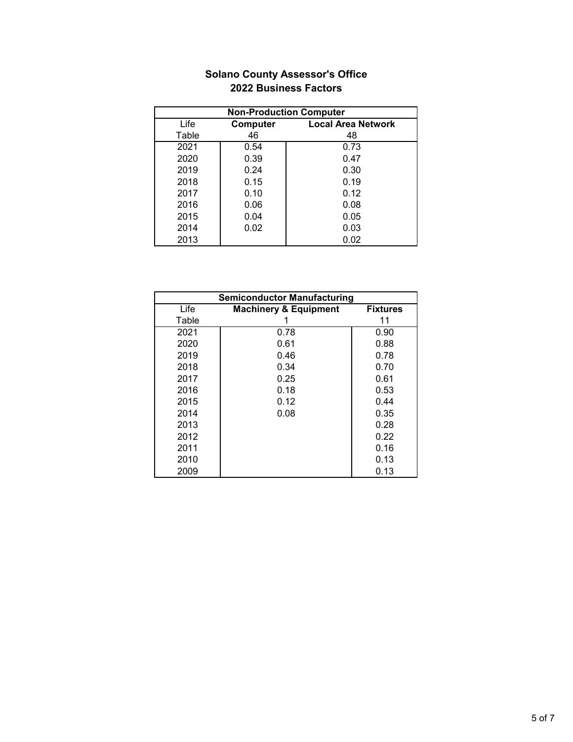## Solano County Assessor's Office
## 2022 Business Factors

| Non-Production Computer | | |
|---|---|---|
| Life | **Computer** | **Local Area Network** |
| Table | 46 | 48 |
| 2021 | 0.54 | 0.73 |
| 2020 | 0.39 | 0.47 |
| 2019 | 0.24 | 0.30 |
| 2018 | 0.15 | 0.19 |
| 2017 | 0.10 | 0.12 |
| 2016 | 0.06 | 0.08 |
| 2015 | 0.04 | 0.05 |
| 2014 | 0.02 | 0.03 |
| 2013 | | 0.02 |

| Semiconductor Manufacturing | | |
|---|---|---|
| Life | **Machinery & Equipment** | **Fixtures** |
| Table | 1 | 11 |
| 2021 | 0.78 | 0.90 |
| 2020 | 0.61 | 0.88 |
| 2019 | 0.46 | 0.78 |
| 2018 | 0.34 | 0.70 |
| 2017 | 0.25 | 0.61 |
| 2016 | 0.18 | 0.53 |
| 2015 | 0.12 | 0.44 |
| 2014 | 0.08 | 0.35 |
| 2013 | | 0.28 |
| 2012 | | 0.22 |
| 2011 | | 0.16 |
| 2010 | | 0.13 |
| 2009 | | 0.13 |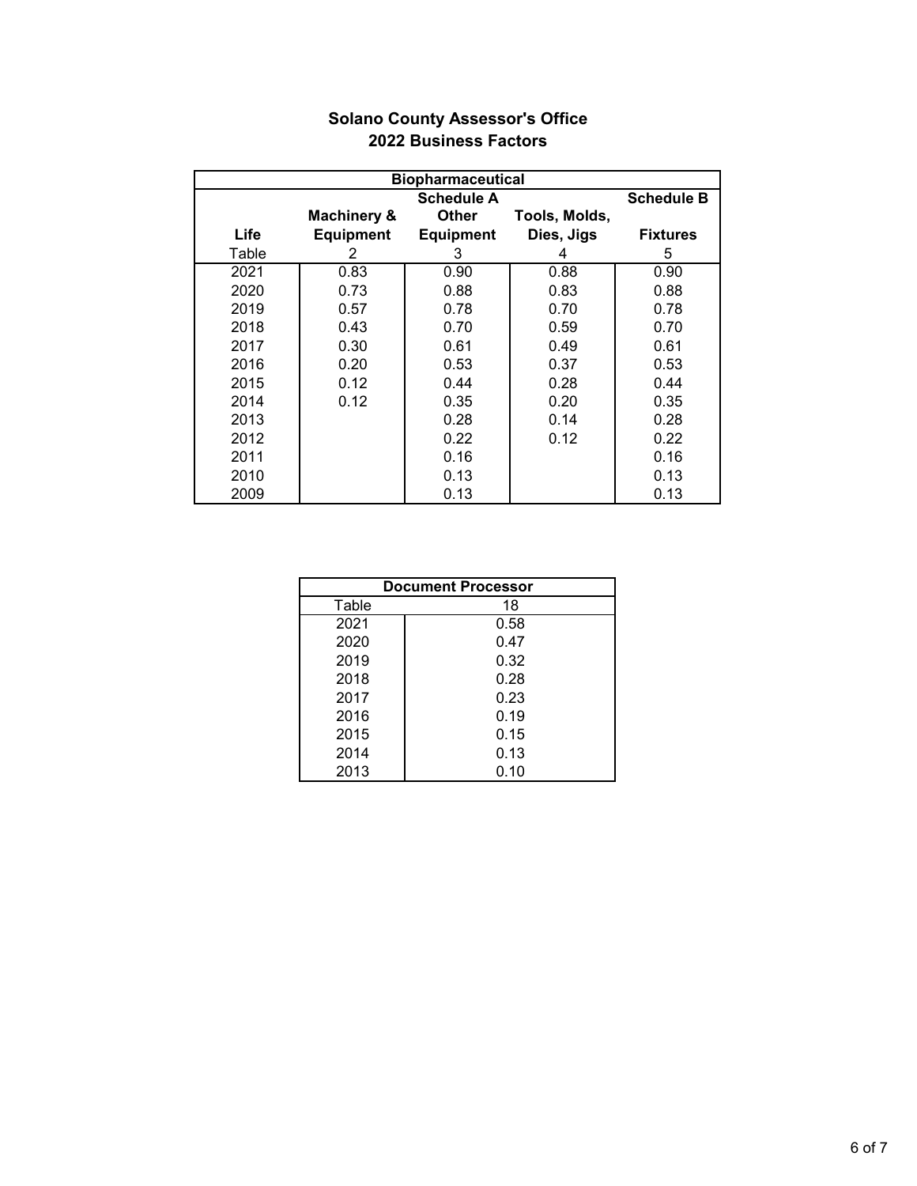# Solano County Assessor's Office
## 2022 Business Factors

| Biopharmaceutical | | | | |
|---|---|---|---|---|
| | | Schedule A | | Schedule B |
| Life | Machinery & Equipment | Other Equipment | Tools, Molds, Dies, Jigs | Fixtures |
| Table | 2 | 3 | 4 | 5 |
| 2021 | 0.83 | 0.90 | 0.88 | 0.90 |
| 2020 | 0.73 | 0.88 | 0.83 | 0.88 |
| 2019 | 0.57 | 0.78 | 0.70 | 0.78 |
| 2018 | 0.43 | 0.70 | 0.59 | 0.70 |
| 2017 | 0.30 | 0.61 | 0.49 | 0.61 |
| 2016 | 0.20 | 0.53 | 0.37 | 0.53 |
| 2015 | 0.12 | 0.44 | 0.28 | 0.44 |
| 2014 | 0.12 | 0.35 | 0.20 | 0.35 |
| 2013 | | 0.28 | 0.14 | 0.28 |
| 2012 | | 0.22 | 0.12 | 0.22 |
| 2011 | | 0.16 | | 0.16 |
| 2010 | | 0.13 | | 0.13 |
| 2009 | | 0.13 | | 0.13 |

| Document Processor | |
|---|---|
| Table | 18 |
| 2021 | 0.58 |
| 2020 | 0.47 |
| 2019 | 0.32 |
| 2018 | 0.28 |
| 2017 | 0.23 |
| 2016 | 0.19 |
| 2015 | 0.15 |
| 2014 | 0.13 |
| 2013 | 0.10 |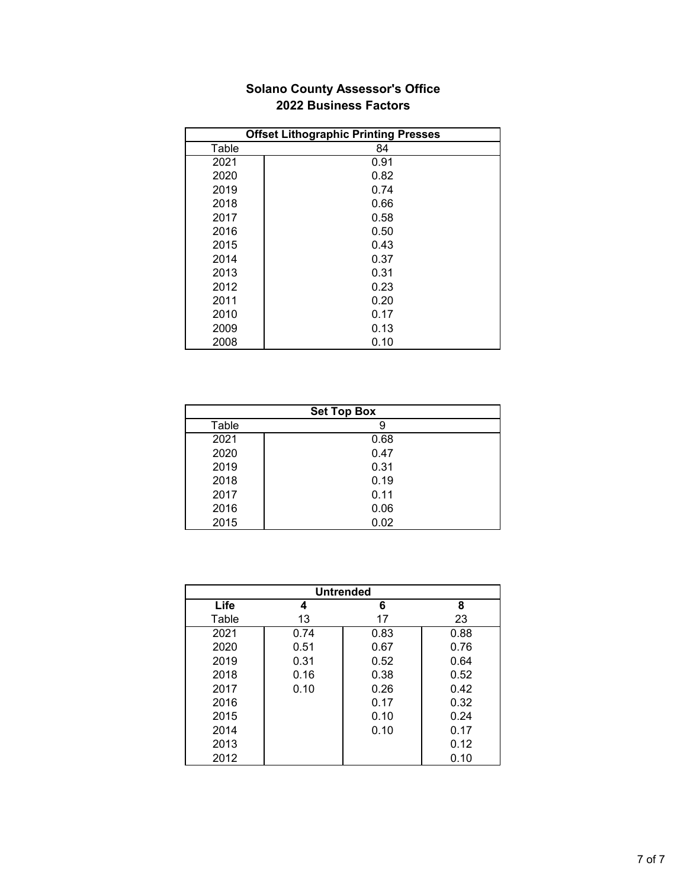## Solano County Assessor's Office
## 2022 Business Factors

| Offset Lithographic Printing Presses | |
|---|---|
| Table | 84 |
| 2021 | 0.91 |
| 2020 | 0.82 |
| 2019 | 0.74 |
| 2018 | 0.66 |
| 2017 | 0.58 |
| 2016 | 0.50 |
| 2015 | 0.43 |
| 2014 | 0.37 |
| 2013 | 0.31 |
| 2012 | 0.23 |
| 2011 | 0.20 |
| 2010 | 0.17 |
| 2009 | 0.13 |
| 2008 | 0.10 |

| Set Top Box | |
|---|---|
| Table | 9 |
| 2021 | 0.68 |
| 2020 | 0.47 |
| 2019 | 0.31 |
| 2018 | 0.19 |
| 2017 | 0.11 |
| 2016 | 0.06 |
| 2015 | 0.02 |

| Untrended | | | |
|---|---|---|---|
| **Life** | **4** | **6** | **8** |
| Table | 13 | 17 | 23 |
| 2021 | 0.74 | 0.83 | 0.88 |
| 2020 | 0.51 | 0.67 | 0.76 |
| 2019 | 0.31 | 0.52 | 0.64 |
| 2018 | 0.16 | 0.38 | 0.52 |
| 2017 | 0.10 | 0.26 | 0.42 |
| 2016 | | 0.17 | 0.32 |
| 2015 | | 0.10 | 0.24 |
| 2014 | | 0.10 | 0.17 |
| 2013 | | | 0.12 |
| 2012 | | | 0.10 |